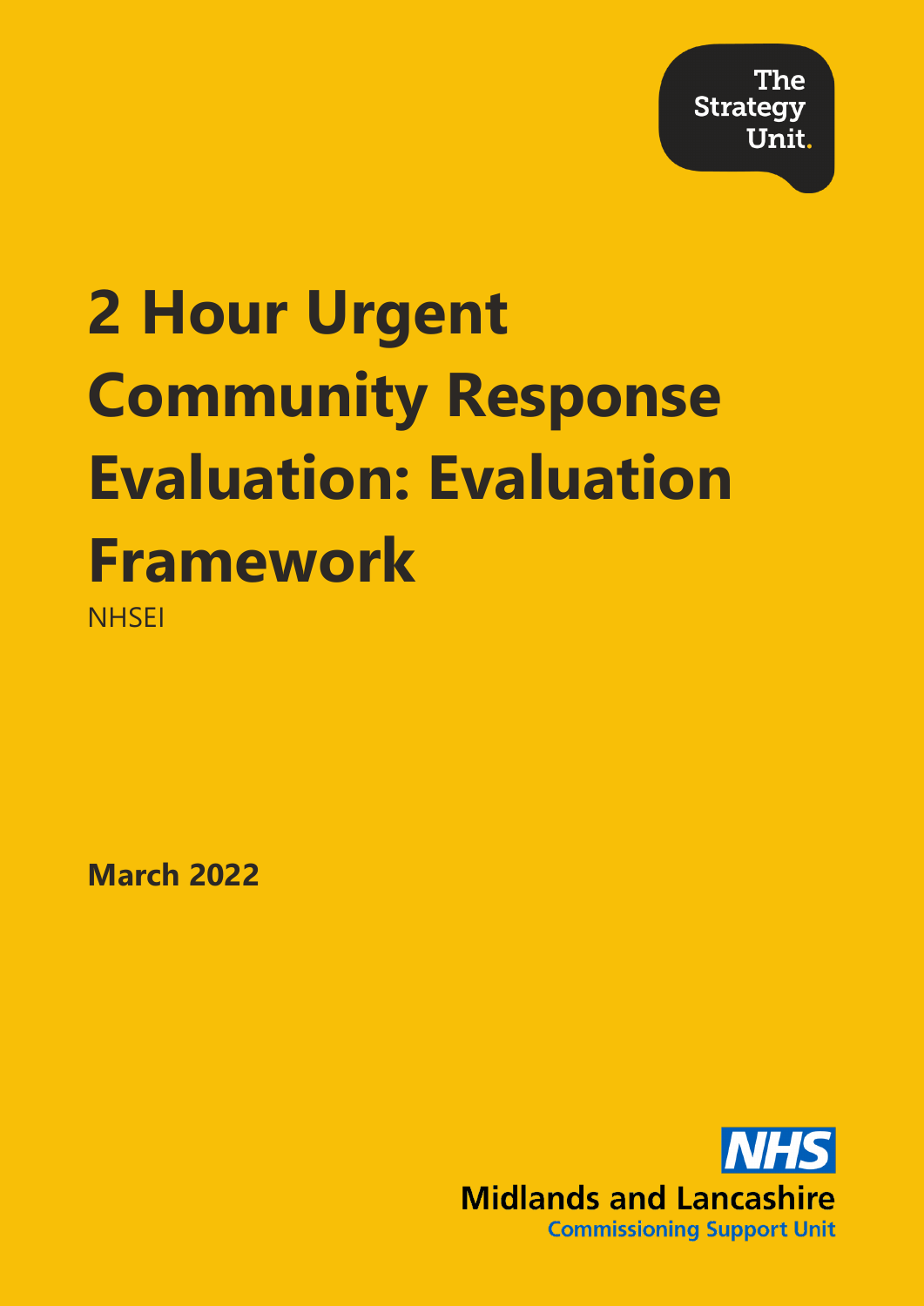The Strategy Unit.

# 2 Hour Urgent Community Response Evaluation: Evaluation Framework

NHSEI

**March 2022**

NHS Midlands and Lancashire Commissioning Support Unit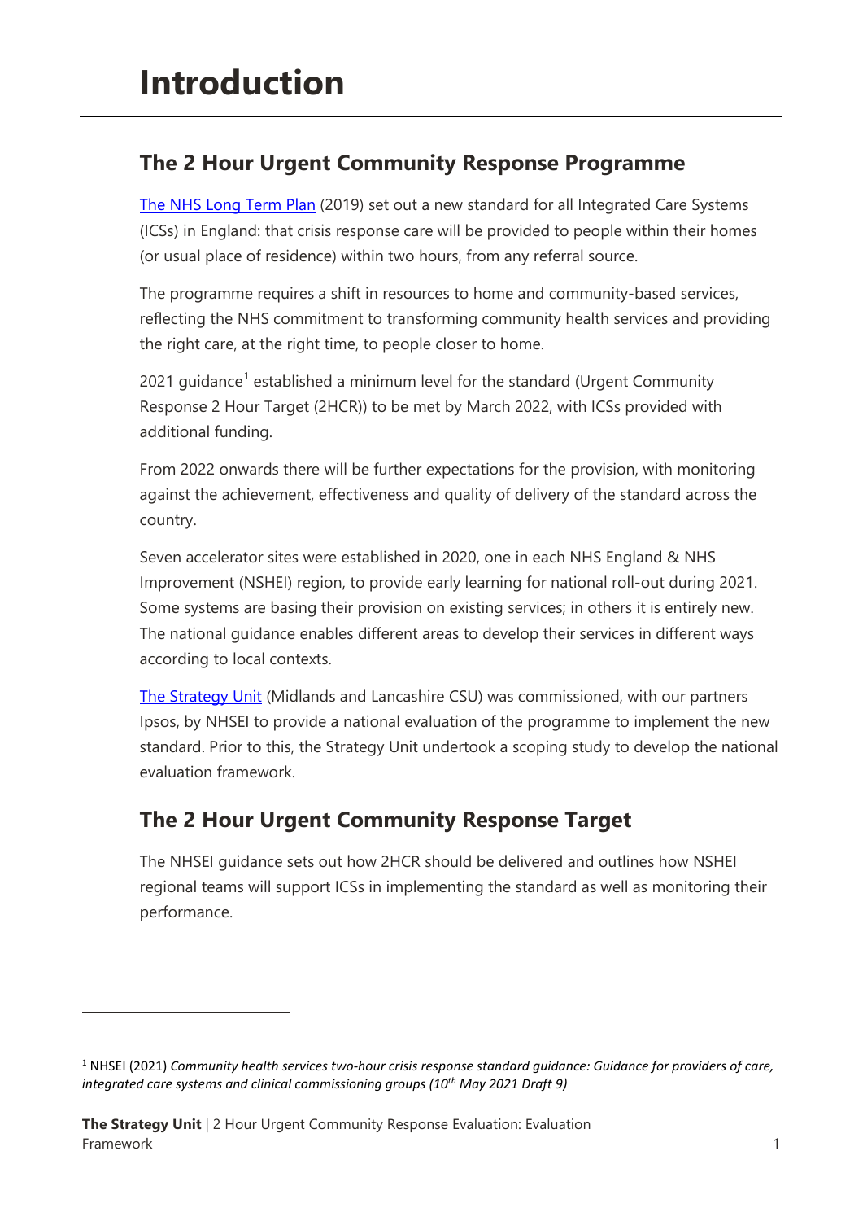# Introduction

## The 2 Hour Urgent Community Response Programme

The NHS Long Term Plan (2019) set out a new standard for all Integrated Care Systems (ICSs) in England: that crisis response care will be provided to people within their homes (or usual place of residence) within two hours, from any referral source.

The programme requires a shift in resources to home and community-based services, reflecting the NHS commitment to transforming community health services and providing the right care, at the right time, to people closer to home.

2021 guidance[1] established a minimum level for the standard (Urgent Community Response 2 Hour Target (2HCR)) to be met by March 2022, with ICSs provided with additional funding.

From 2022 onwards there will be further expectations for the provision, with monitoring against the achievement, effectiveness and quality of delivery of the standard across the country.

Seven accelerator sites were established in 2020, one in each NHS England & NHS Improvement (NSHEI) region, to provide early learning for national roll-out during 2021. Some systems are basing their provision on existing services; in others it is entirely new. The national guidance enables different areas to develop their services in different ways according to local contexts.

The Strategy Unit (Midlands and Lancashire CSU) was commissioned, with our partners Ipsos, by NHSEI to provide a national evaluation of the programme to implement the new standard. Prior to this, the Strategy Unit undertook a scoping study to develop the national evaluation framework.

## The 2 Hour Urgent Community Response Target

The NHSEI guidance sets out how 2HCR should be delivered and outlines how NSHEI regional teams will support ICSs in implementing the standard as well as monitoring their performance.

---

[1] NHSEI (2021) *Community health services two-hour crisis response standard guidance: Guidance for providers of care, integrated care systems and clinical commissioning groups (10th May 2021 Draft 9)*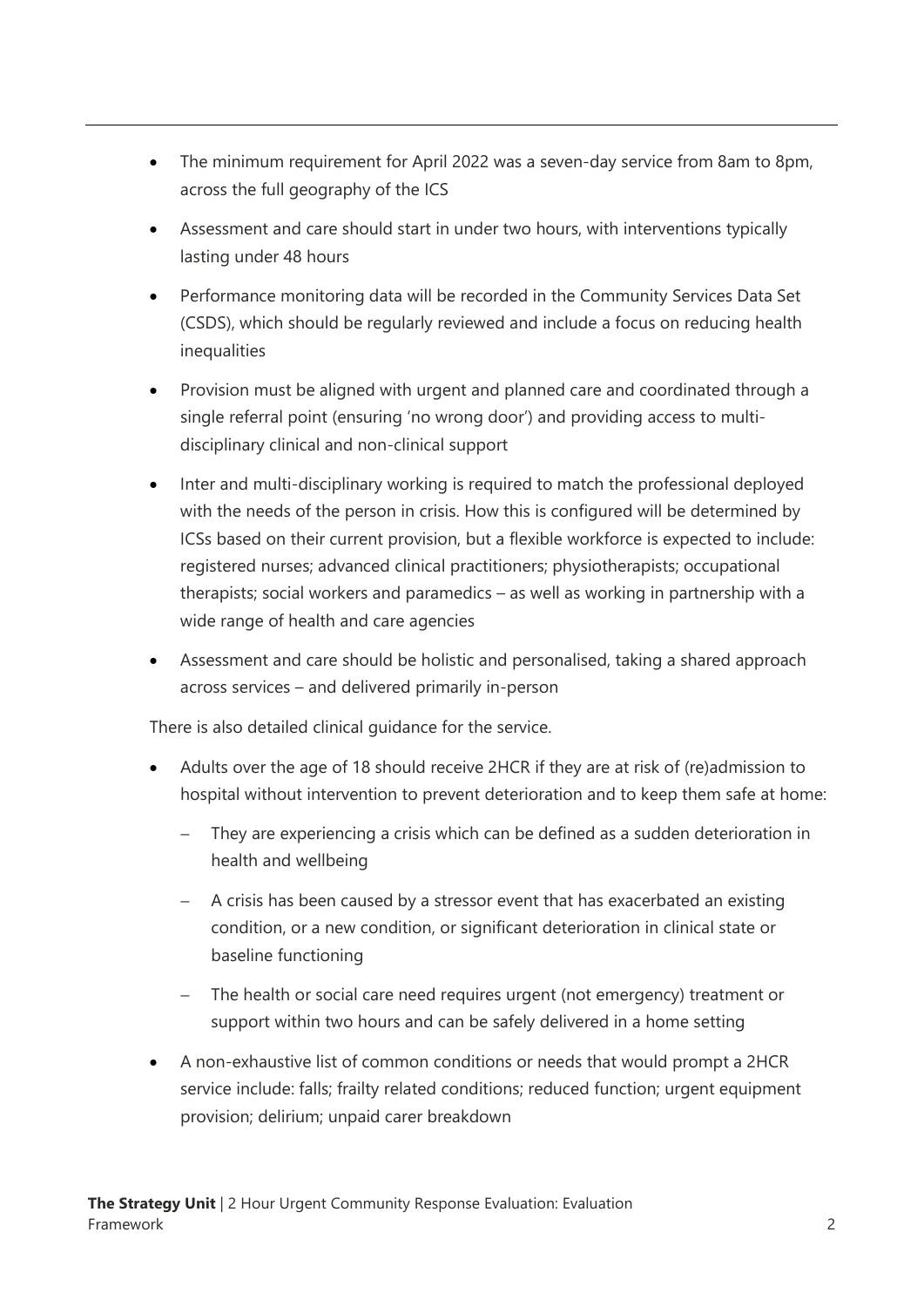- The minimum requirement for April 2022 was a seven-day service from 8am to 8pm, across the full geography of the ICS
- Assessment and care should start in under two hours, with interventions typically lasting under 48 hours
- Performance monitoring data will be recorded in the Community Services Data Set (CSDS), which should be regularly reviewed and include a focus on reducing health inequalities
- Provision must be aligned with urgent and planned care and coordinated through a single referral point (ensuring 'no wrong door') and providing access to multi-disciplinary clinical and non-clinical support
- Inter and multi-disciplinary working is required to match the professional deployed with the needs of the person in crisis. How this is configured will be determined by ICSs based on their current provision, but a flexible workforce is expected to include: registered nurses; advanced clinical practitioners; physiotherapists; occupational therapists; social workers and paramedics – as well as working in partnership with a wide range of health and care agencies
- Assessment and care should be holistic and personalised, taking a shared approach across services – and delivered primarily in-person

There is also detailed clinical guidance for the service.

- Adults over the age of 18 should receive 2HCR if they are at risk of (re)admission to hospital without intervention to prevent deterioration and to keep them safe at home:
  - They are experiencing a crisis which can be defined as a sudden deterioration in health and wellbeing
  - A crisis has been caused by a stressor event that has exacerbated an existing condition, or a new condition, or significant deterioration in clinical state or baseline functioning
  - The health or social care need requires urgent (not emergency) treatment or support within two hours and can be safely delivered in a home setting
- A non-exhaustive list of common conditions or needs that would prompt a 2HCR service include: falls; frailty related conditions; reduced function; urgent equipment provision; delirium; unpaid carer breakdown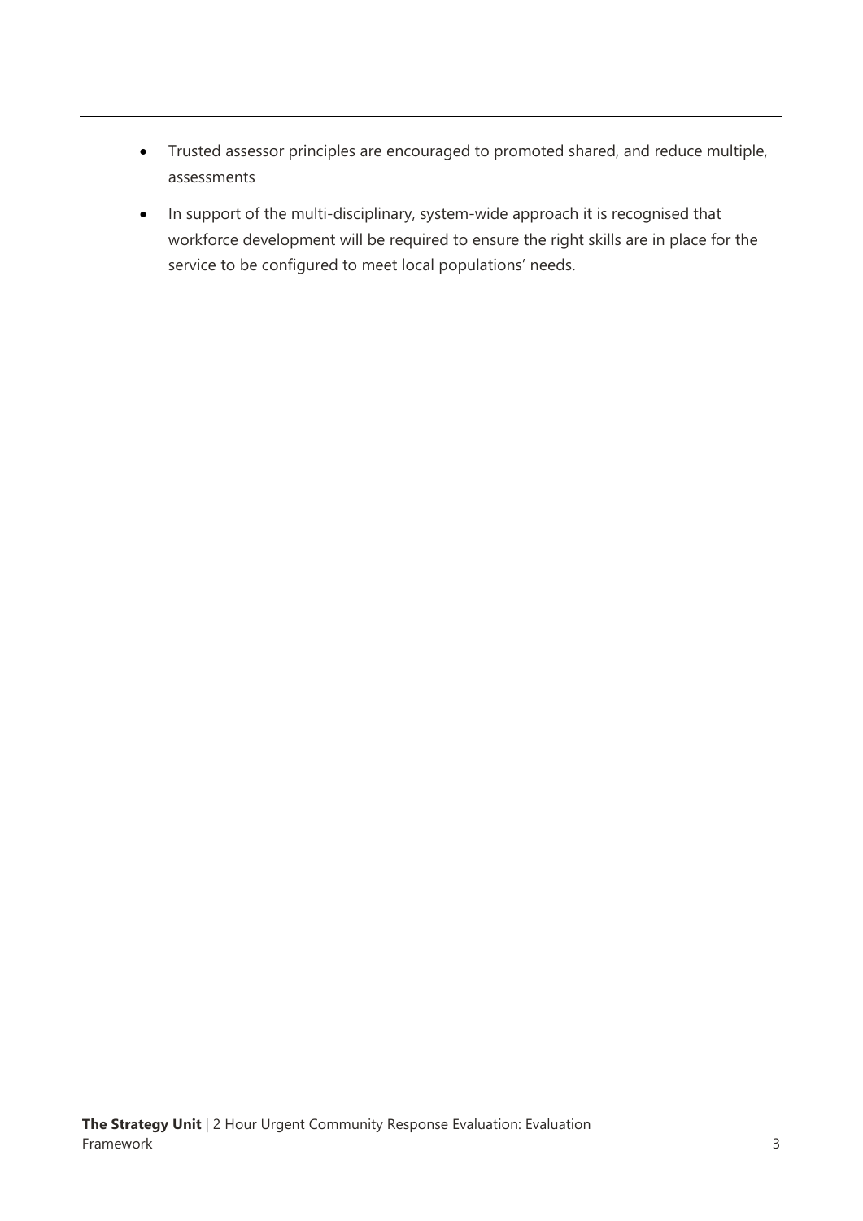- Trusted assessor principles are encouraged to promoted shared, and reduce multiple, assessments
- In support of the multi-disciplinary, system-wide approach it is recognised that workforce development will be required to ensure the right skills are in place for the service to be configured to meet local populations' needs.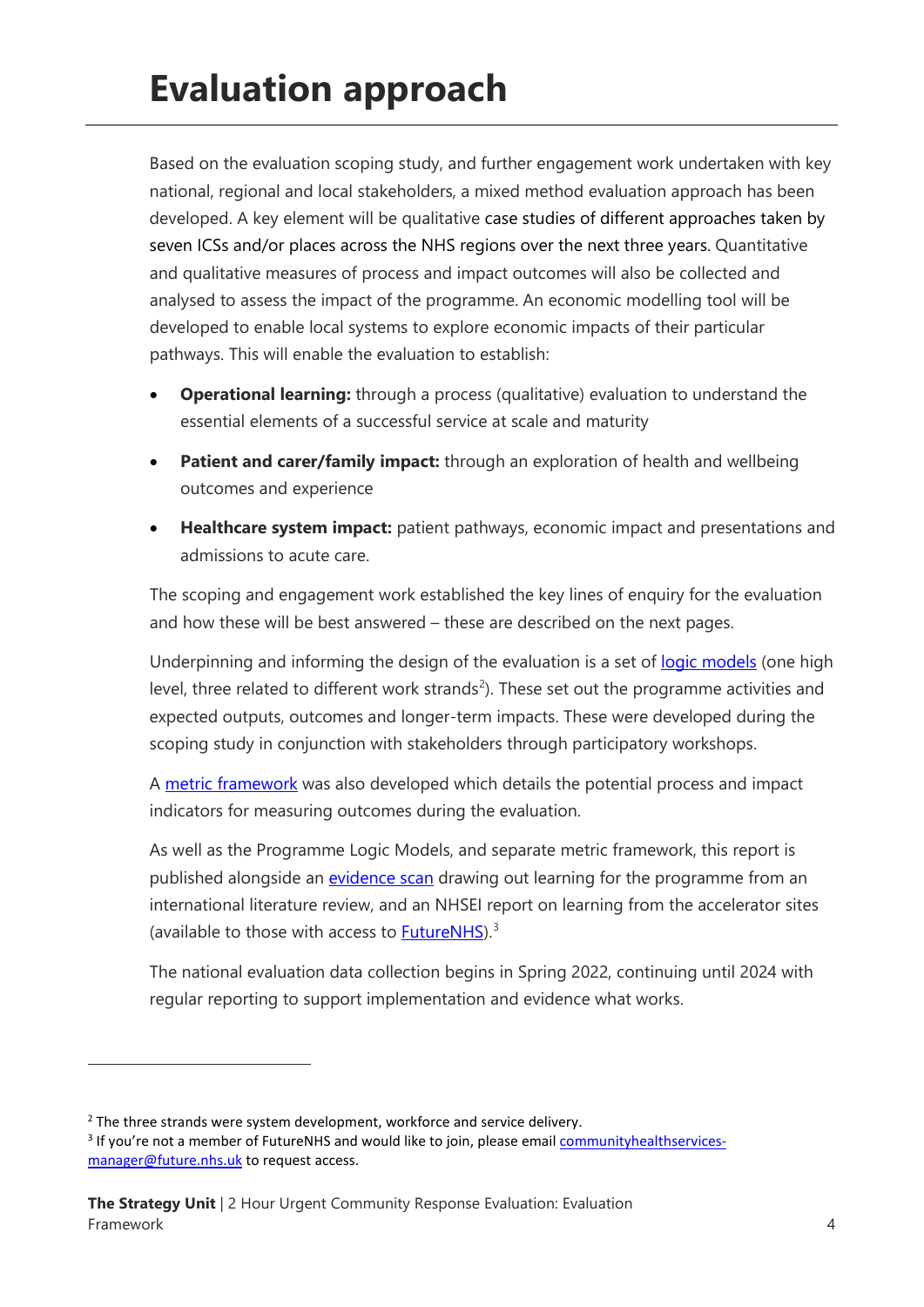# Evaluation approach

Based on the evaluation scoping study, and further engagement work undertaken with key national, regional and local stakeholders, a mixed method evaluation approach has been developed. A key element will be qualitative case studies of different approaches taken by seven ICSs and/or places across the NHS regions over the next three years. Quantitative and qualitative measures of process and impact outcomes will also be collected and analysed to assess the impact of the programme. An economic modelling tool will be developed to enable local systems to explore economic impacts of their particular pathways. This will enable the evaluation to establish:

- **Operational learning:** through a process (qualitative) evaluation to understand the essential elements of a successful service at scale and maturity
- **Patient and carer/family impact:** through an exploration of health and wellbeing outcomes and experience
- **Healthcare system impact:** patient pathways, economic impact and presentations and admissions to acute care.

The scoping and engagement work established the key lines of enquiry for the evaluation and how these will be best answered – these are described on the next pages.

Underpinning and informing the design of the evaluation is a set of logic models (one high level, three related to different work strands[2]). These set out the programme activities and expected outputs, outcomes and longer-term impacts. These were developed during the scoping study in conjunction with stakeholders through participatory workshops.

A metric framework was also developed which details the potential process and impact indicators for measuring outcomes during the evaluation.

As well as the Programme Logic Models, and separate metric framework, this report is published alongside an evidence scan drawing out learning for the programme from an international literature review, and an NHSEI report on learning from the accelerator sites (available to those with access to FutureNHS).[3]

The national evaluation data collection begins in Spring 2022, continuing until 2024 with regular reporting to support implementation and evidence what works.

---

[2] The three strands were system development, workforce and service delivery.

[3] If you're not a member of FutureNHS and would like to join, please email communityhealthservices-manager@future.nhs.uk to request access.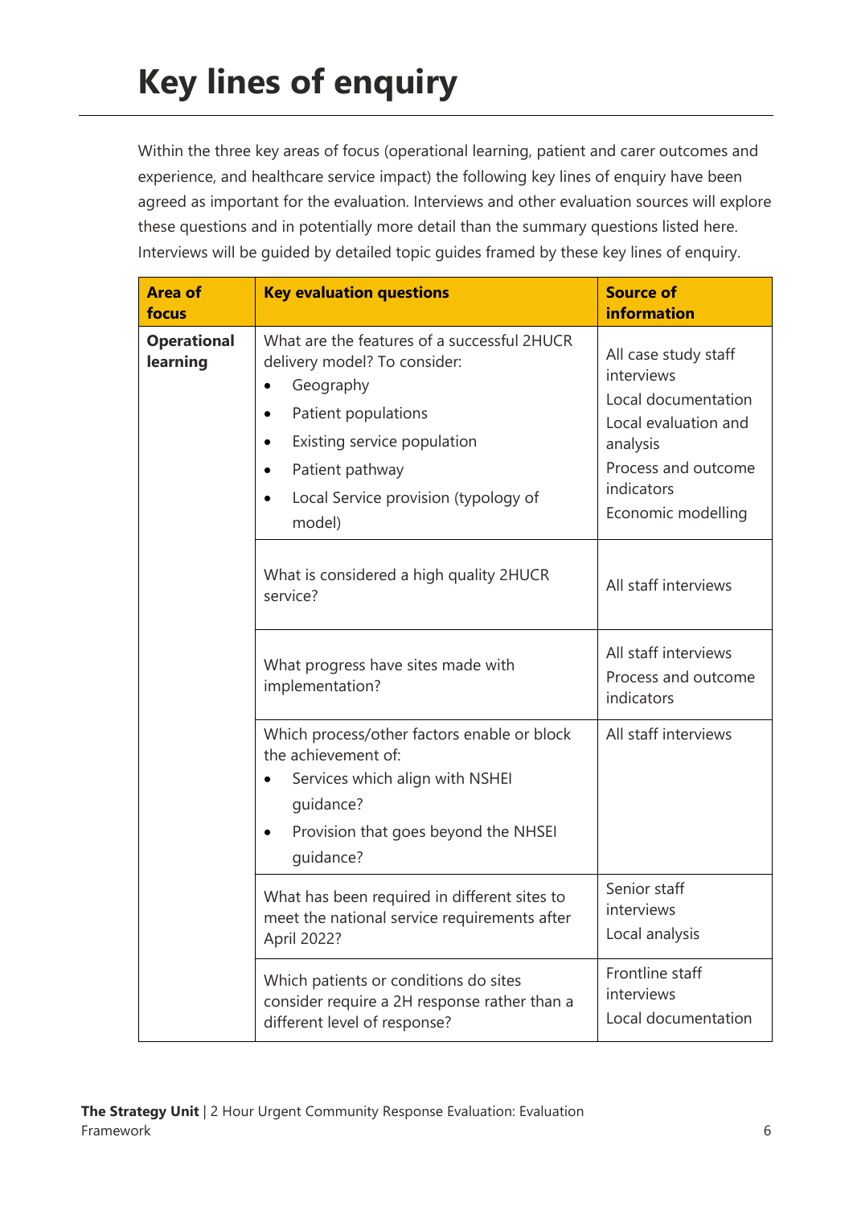# Key lines of enquiry

Within the three key areas of focus (operational learning, patient and carer outcomes and experience, and healthcare service impact) the following key lines of enquiry have been agreed as important for the evaluation. Interviews and other evaluation sources will explore these questions and in potentially more detail than the summary questions listed here. Interviews will be guided by detailed topic guides framed by these key lines of enquiry.

| Area of focus | Key evaluation questions | Source of information |
|---|---|---|
| **Operational learning** | What are the features of a successful 2HUCR delivery model? To consider:<br>• Geography<br>• Patient populations<br>• Existing service population<br>• Patient pathway<br>• Local Service provision (typology of model) | All case study staff interviews<br>Local documentation<br>Local evaluation and analysis<br>Process and outcome indicators<br>Economic modelling |
| | What is considered a high quality 2HUCR service? | All staff interviews |
| | What progress have sites made with implementation? | All staff interviews<br>Process and outcome indicators |
| | Which process/other factors enable or block the achievement of:<br>• Services which align with NSHEI guidance?<br>• Provision that goes beyond the NHSEI guidance? | All staff interviews |
| | What has been required in different sites to meet the national service requirements after April 2022? | Senior staff interviews<br>Local analysis |
| | Which patients or conditions do sites consider require a 2H response rather than a different level of response? | Frontline staff interviews<br>Local documentation |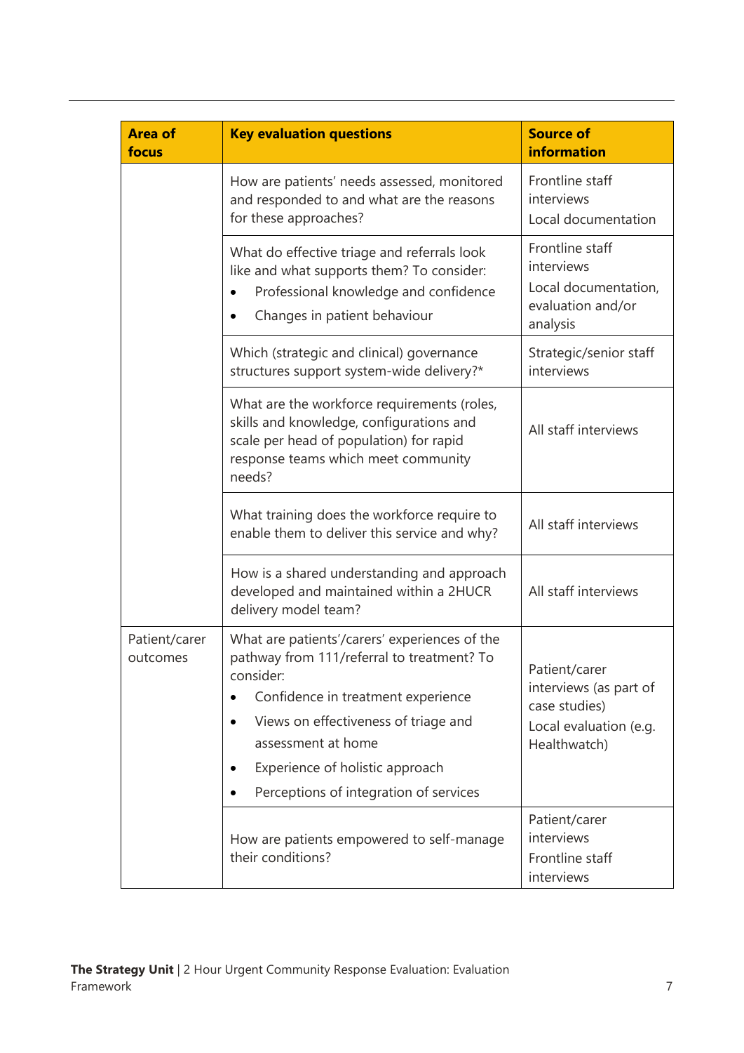| Area of focus | Key evaluation questions | Source of information |
|---|---|---|
| | How are patients' needs assessed, monitored and responded to and what are the reasons for these approaches? | Frontline staff interviews<br>Local documentation |
| | What do effective triage and referrals look like and what supports them? To consider:<br>• Professional knowledge and confidence<br>• Changes in patient behaviour | Frontline staff interviews<br>Local documentation, evaluation and/or analysis |
| | Which (strategic and clinical) governance structures support system-wide delivery?* | Strategic/senior staff interviews |
| | What are the workforce requirements (roles, skills and knowledge, configurations and scale per head of population) for rapid response teams which meet community needs? | All staff interviews |
| | What training does the workforce require to enable them to deliver this service and why? | All staff interviews |
| | How is a shared understanding and approach developed and maintained within a 2HUCR delivery model team? | All staff interviews |
| Patient/carer outcomes | What are patients'/carers' experiences of the pathway from 111/referral to treatment? To consider:<br>• Confidence in treatment experience<br>• Views on effectiveness of triage and assessment at home<br>• Experience of holistic approach<br>• Perceptions of integration of services | Patient/carer interviews (as part of case studies)<br>Local evaluation (e.g. Healthwatch) |
| | How are patients empowered to self-manage their conditions? | Patient/carer interviews<br>Frontline staff interviews |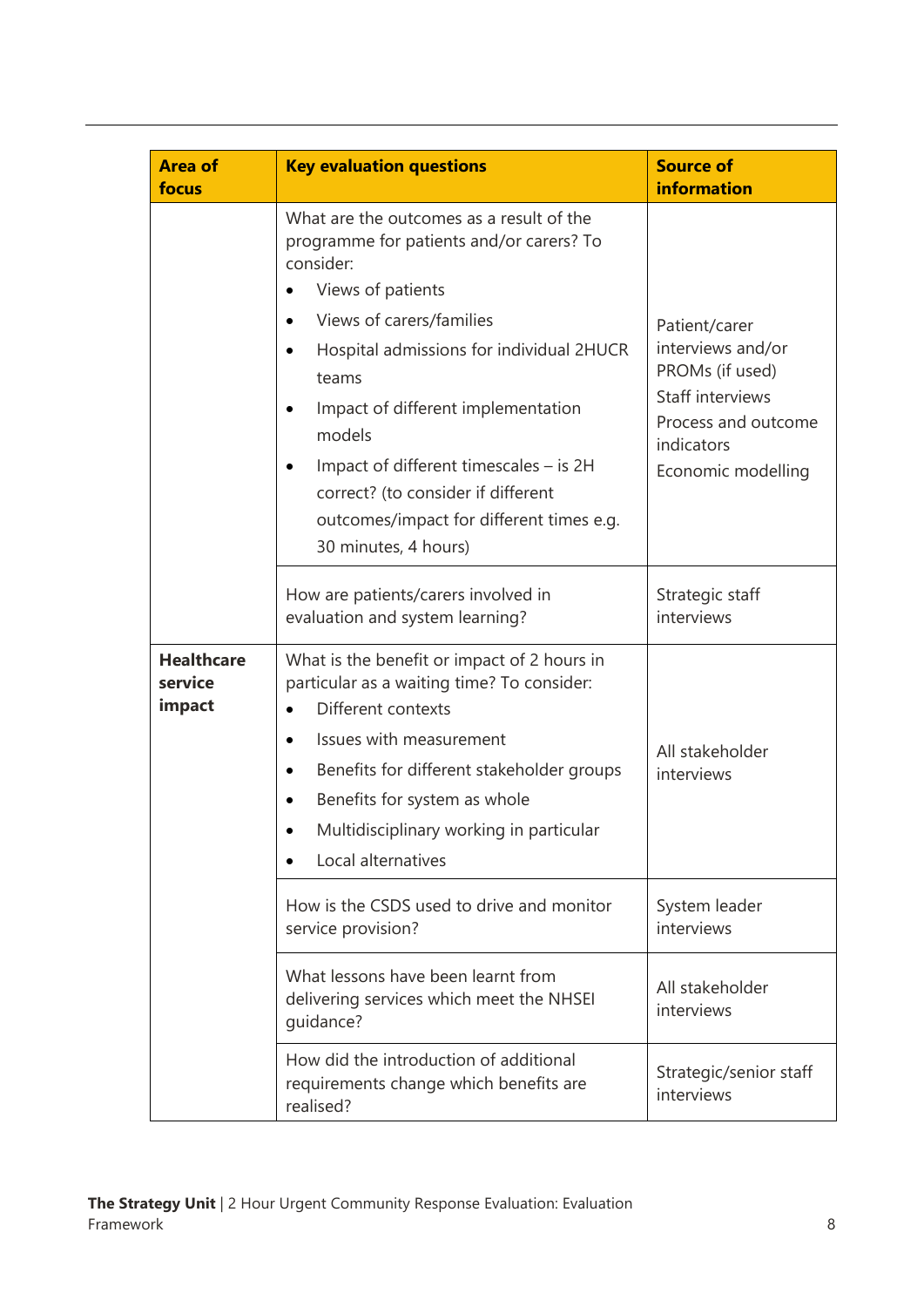| Area of focus | Key evaluation questions | Source of information |
| --- | --- | --- |
| | What are the outcomes as a result of the programme for patients and/or carers? To consider:<br>• Views of patients<br>• Views of carers/families<br>• Hospital admissions for individual 2HUCR teams<br>• Impact of different implementation models<br>• Impact of different timescales – is 2H correct? (to consider if different outcomes/impact for different times e.g. 30 minutes, 4 hours) | Patient/carer interviews and/or PROMs (if used)<br>Staff interviews<br>Process and outcome indicators<br>Economic modelling |
| | How are patients/carers involved in evaluation and system learning? | Strategic staff interviews |
| **Healthcare service impact** | What is the benefit or impact of 2 hours in particular as a waiting time? To consider:<br>• Different contexts<br>• Issues with measurement<br>• Benefits for different stakeholder groups<br>• Benefits for system as whole<br>• Multidisciplinary working in particular<br>• Local alternatives | All stakeholder interviews |
| | How is the CSDS used to drive and monitor service provision? | System leader interviews |
| | What lessons have been learnt from delivering services which meet the NHSEI guidance? | All stakeholder interviews |
| | How did the introduction of additional requirements change which benefits are realised? | Strategic/senior staff interviews |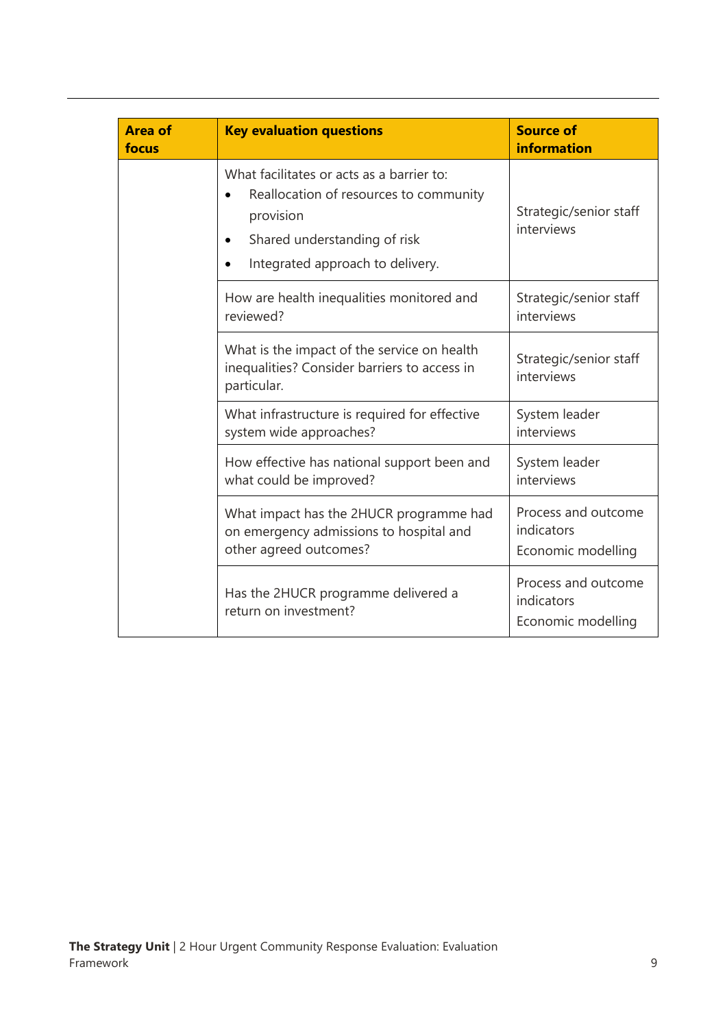| Area of focus | Key evaluation questions | Source of information |
|---|---|---|
| | What facilitates or acts as a barrier to:<br>• Reallocation of resources to community provision<br>• Shared understanding of risk<br>• Integrated approach to delivery. | Strategic/senior staff interviews |
| | How are health inequalities monitored and reviewed? | Strategic/senior staff interviews |
| | What is the impact of the service on health inequalities? Consider barriers to access in particular. | Strategic/senior staff interviews |
| | What infrastructure is required for effective system wide approaches? | System leader interviews |
| | How effective has national support been and what could be improved? | System leader interviews |
| | What impact has the 2HUCR programme had on emergency admissions to hospital and other agreed outcomes? | Process and outcome indicators<br>Economic modelling |
| | Has the 2HUCR programme delivered a return on investment? | Process and outcome indicators<br>Economic modelling |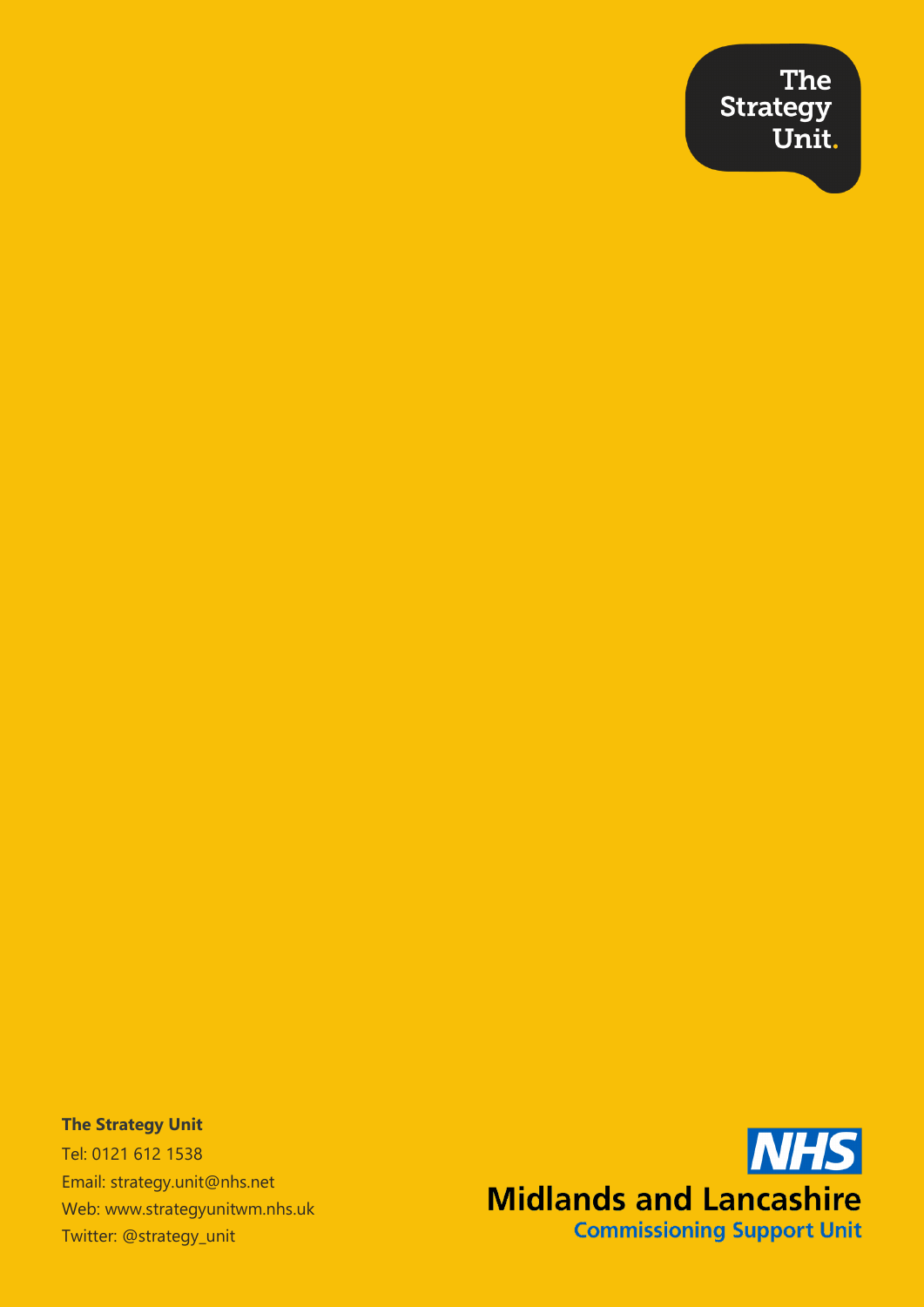The Strategy Unit.

**The Strategy Unit**
Tel: 0121 612 1538
Email: strategy.unit@nhs.net
Web: www.strategyunitwm.nhs.uk
Twitter: @strategy_unit

NHS
Midlands and Lancashire
Commissioning Support Unit